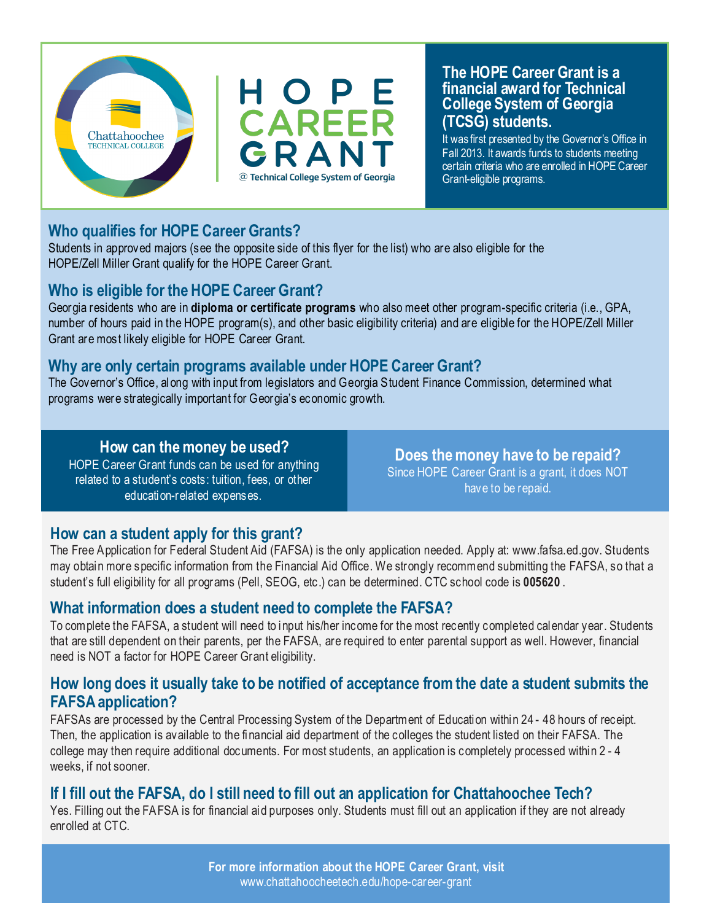Chattahoochee TECHNICAL COLLEGE

# HOPE CAREER GRANT

@ Technical College System of Georgia

**The HOPE Career Grant is a financial award for Technical College System of Georgia (TCSG) students.**

It was first presented by the Governor's Office in Fall 2013. It awards funds to students meeting certain criteria who are enrolled in HOPE Career Grant-eligible programs.

## Who qualifies for HOPE Career Grants?

Students in approved majors (see the opposite side of this flyer for the list) who are also eligible for the HOPE/Zell Miller Grant qualify for the HOPE Career Grant.

## Who is eligible for the HOPE Career Grant?

Georgia residents who are in **diploma or certificate programs** who also meet other program-specific criteria (i.e., GPA, number of hours paid in the HOPE program(s), and other basic eligibility criteria) and are eligible for the HOPE/Zell Miller Grant are most likely eligible for HOPE Career Grant.

## Why are only certain programs available under HOPE Career Grant?

The Governor's Office, along with input from legislators and Georgia Student Finance Commission, determined what programs were strategically important for Georgia's economic growth.

## How can the money be used?

HOPE Career Grant funds can be used for anything related to a student's costs: tuition, fees, or other education-related expenses.

## Does the money have to be repaid?

Since HOPE Career Grant is a grant, it does NOT have to be repaid.

## How can a student apply for this grant?

The Free Application for Federal Student Aid (FAFSA) is the only application needed. Apply at: www.fafsa.ed.gov. Students may obtain more specific information from the Financial Aid Office. We strongly recommend submitting the FAFSA, so that a student's full eligibility for all programs (Pell, SEOG, etc.) can be determined. CTC school code is **005620** .

## What information does a student need to complete the FAFSA?

To complete the FAFSA, a student will need to input his/her income for the most recently completed calendar year. Students that are still dependent on their parents, per the FAFSA, are required to enter parental support as well. However, financial need is NOT a factor for HOPE Career Grant eligibility.

## How long does it usually take to be notified of acceptance from the date a student submits the FAFSA application?

FAFSAs are processed by the Central Processing System of the Department of Education within 24 - 48 hours of receipt. Then, the application is available to the financial aid department of the colleges the student listed on their FAFSA. The college may then require additional documents. For most students, an application is completely processed within 2 - 4 weeks, if not sooner.

## If I fill out the FAFSA, do I still need to fill out an application for Chattahoochee Tech?

Yes. Filling out the FAFSA is for financial aid purposes only. Students must fill out an application if they are not already enrolled at CTC.

**For more information about the HOPE Career Grant, visit**
www.chattahoocheetech.edu/hope-career-grant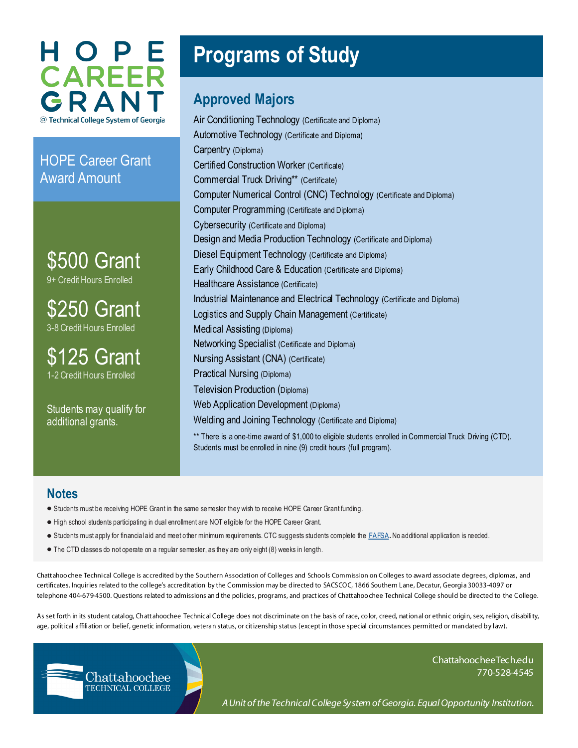# HOPE CAREER GRANT

@ Technical College System of Georgia

## HOPE Career Grant Award Amount

**$500 Grant**
9+ Credit Hours Enrolled

**$250 Grant**
3-8 Credit Hours Enrolled

**$125 Grant**
1-2 Credit Hours Enrolled

Students may qualify for additional grants.

# Programs of Study

## Approved Majors

- Air Conditioning Technology (Certificate and Diploma)
- Automotive Technology (Certificate and Diploma)
- Carpentry (Diploma)
- Certified Construction Worker (Certificate)
- Commercial Truck Driving** (Certificate)
- Computer Numerical Control (CNC) Technology (Certificate and Diploma)
- Computer Programming (Certificate and Diploma)
- Cybersecurity (Certificate and Diploma)
- Design and Media Production Technology (Certificate and Diploma)
- Diesel Equipment Technology (Certificate and Diploma)
- Early Childhood Care & Education (Certificate and Diploma)
- Healthcare Assistance (Certificate)
- Industrial Maintenance and Electrical Technology (Certificate and Diploma)
- Logistics and Supply Chain Management (Certificate)
- Medical Assisting (Diploma)
- Networking Specialist (Certificate and Diploma)
- Nursing Assistant (CNA) (Certificate)
- Practical Nursing (Diploma)
- Television Production (Diploma)
- Web Application Development (Diploma)
- Welding and Joining Technology (Certificate and Diploma)

** There is a one-time award of $1,000 to eligible students enrolled in Commercial Truck Driving (CTD). Students must be enrolled in nine (9) credit hours (full program).

## Notes

- Students must be receiving HOPE Grant in the same semester they wish to receive HOPE Career Grant funding.
- High school students participating in dual enrollment are NOT eligible for the HOPE Career Grant.
- Students must apply for financial aid and meet other minimum requirements. CTC suggests students complete the FAFSA. No additional application is needed.
- The CTD classes do not operate on a regular semester, as they are only eight (8) weeks in length.

Chattahoochee Technical College is accredited by the Southern Association of Colleges and Schools Commission on Colleges to award associate degrees, diplomas, and certificates. Inquiries related to the college's accreditation by the Commission may be directed to SACSCOC, 1866 Southern Lane, Decatur, Georgia 30033-4097 or telephone 404-679-4500. Questions related to admissions and the policies, programs, and practices of Chattahoochee Technical College should be directed to the College.

As set forth in its student catalog, Chattahoochee Technical College does not discriminate on the basis of race, color, creed, national or ethnic origin, sex, religion, disability, age, political affiliation or belief, genetic information, veteran status, or citizenship status (except in those special circumstances permitted or mandated by law).

Chattahoochee TECHNICAL COLLEGE

ChattahoocheeTech.edu
770-528-4545

*A Unit of the Technical College System of Georgia. Equal Opportunity Institution.*